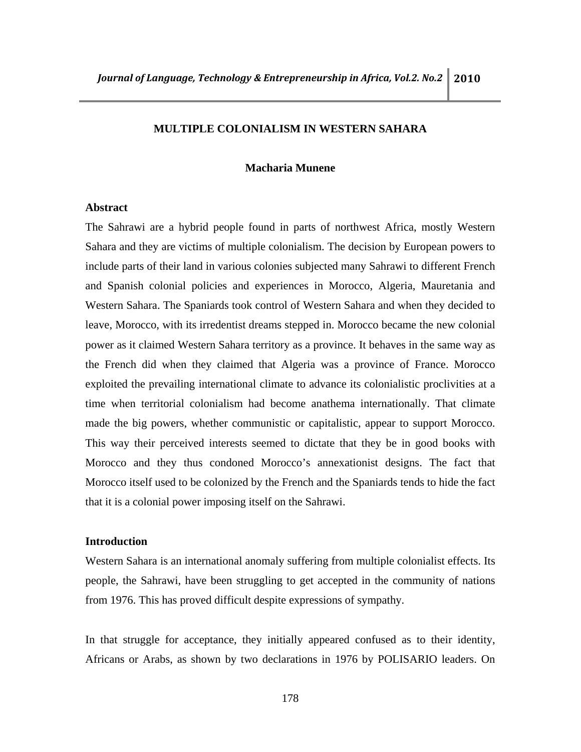# MULTIPLE COLONIALISM IN WESTERN SAHARA

**Macharia Munene**

## Abstract

The Sahrawi are a hybrid people found in parts of northwest Africa, mostly Western Sahara and they are victims of multiple colonialism. The decision by European powers to include parts of their land in various colonies subjected many Sahrawi to different French and Spanish colonial policies and experiences in Morocco, Algeria, Mauretania and Western Sahara. The Spaniards took control of Western Sahara and when they decided to leave, Morocco, with its irredentist dreams stepped in. Morocco became the new colonial power as it claimed Western Sahara territory as a province. It behaves in the same way as the French did when they claimed that Algeria was a province of France. Morocco exploited the prevailing international climate to advance its colonialistic proclivities at a time when territorial colonialism had become anathema internationally. That climate made the big powers, whether communistic or capitalistic, appear to support Morocco. This way their perceived interests seemed to dictate that they be in good books with Morocco and they thus condoned Morocco's annexationist designs. The fact that Morocco itself used to be colonized by the French and the Spaniards tends to hide the fact that it is a colonial power imposing itself on the Sahrawi.

## Introduction

Western Sahara is an international anomaly suffering from multiple colonialist effects. Its people, the Sahrawi, have been struggling to get accepted in the community of nations from 1976. This has proved difficult despite expressions of sympathy.

In that struggle for acceptance, they initially appeared confused as to their identity, Africans or Arabs, as shown by two declarations in 1976 by POLISARIO leaders. On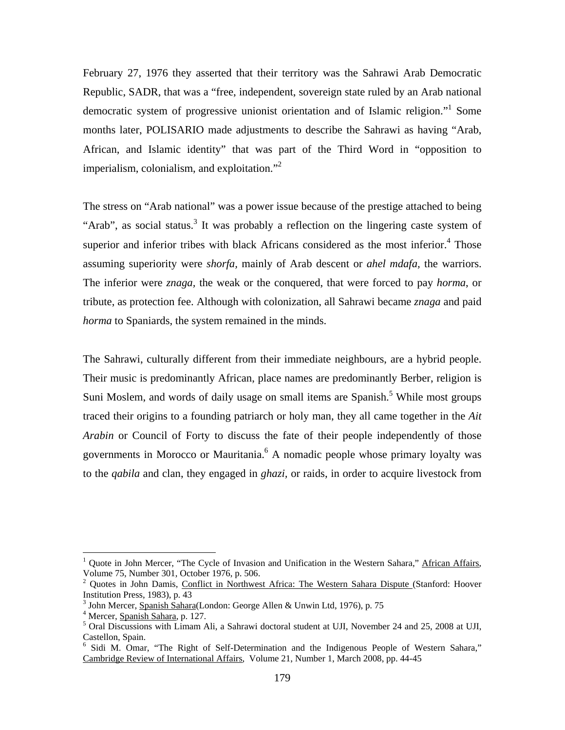February 27, 1976 they asserted that their territory was the Sahrawi Arab Democratic Republic, SADR, that was a "free, independent, sovereign state ruled by an Arab national democratic system of progressive unionist orientation and of Islamic religion."[1] Some months later, POLISARIO made adjustments to describe the Sahrawi as having "Arab, African, and Islamic identity" that was part of the Third Word in "opposition to imperialism, colonialism, and exploitation."[2]

The stress on "Arab national" was a power issue because of the prestige attached to being "Arab", as social status.[3] It was probably a reflection on the lingering caste system of superior and inferior tribes with black Africans considered as the most inferior.[4] Those assuming superiority were *shorfa,* mainly of Arab descent or *ahel mdafa,* the warriors. The inferior were *znaga,* the weak or the conquered, that were forced to pay *horma*, or tribute, as protection fee. Although with colonization, all Sahrawi became *znaga* and paid *horma* to Spaniards, the system remained in the minds.

The Sahrawi, culturally different from their immediate neighbours, are a hybrid people. Their music is predominantly African, place names are predominantly Berber, religion is Suni Moslem, and words of daily usage on small items are Spanish.[5] While most groups traced their origins to a founding patriarch or holy man, they all came together in the *Ait Arabin* or Council of Forty to discuss the fate of their people independently of those governments in Morocco or Mauritania.[6] A nomadic people whose primary loyalty was to the *qabila* and clan, they engaged in *ghazi,* or raids, in order to acquire livestock from

---

[1] Quote in John Mercer, "The Cycle of Invasion and Unification in the Western Sahara," African Affairs, Volume 75, Number 301, October 1976, p. 506.

[2] Quotes in John Damis, Conflict in Northwest Africa: The Western Sahara Dispute (Stanford: Hoover Institution Press, 1983), p. 43

[3] John Mercer, Spanish Sahara(London: George Allen & Unwin Ltd, 1976), p. 75

[4] Mercer, Spanish Sahara, p. 127.

[5] Oral Discussions with Limam Ali, a Sahrawi doctoral student at UJI, November 24 and 25, 2008 at UJI, Castellon, Spain.

[6] Sidi M. Omar, "The Right of Self-Determination and the Indigenous People of Western Sahara," Cambridge Review of International Affairs, Volume 21, Number 1, March 2008, pp. 44-45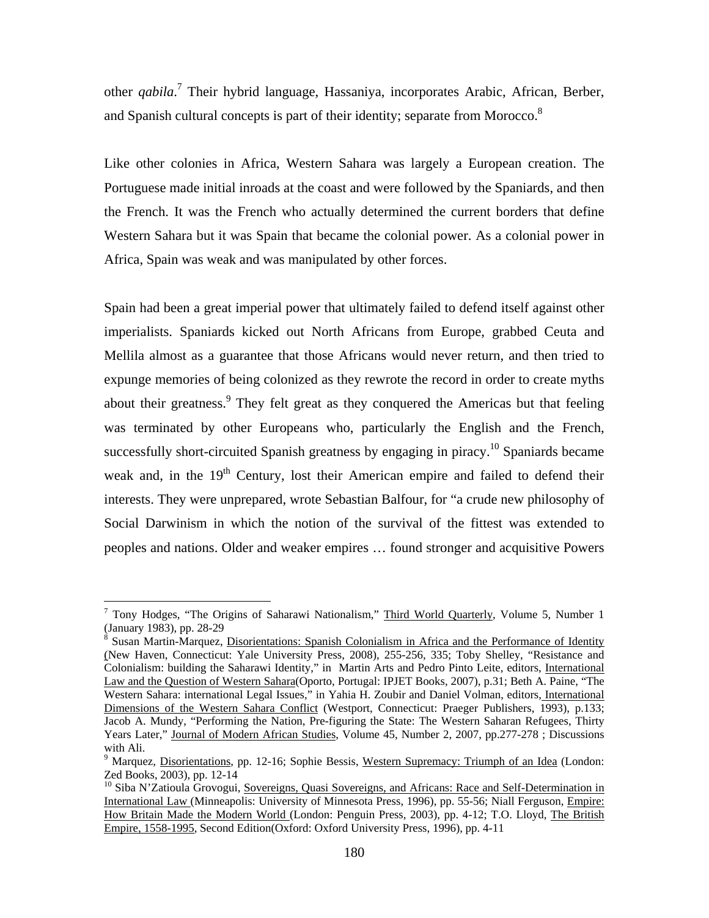other *qabila*.[7] Their hybrid language, Hassaniya, incorporates Arabic, African, Berber, and Spanish cultural concepts is part of their identity; separate from Morocco.[8]

Like other colonies in Africa, Western Sahara was largely a European creation. The Portuguese made initial inroads at the coast and were followed by the Spaniards, and then the French. It was the French who actually determined the current borders that define Western Sahara but it was Spain that became the colonial power. As a colonial power in Africa, Spain was weak and was manipulated by other forces.

Spain had been a great imperial power that ultimately failed to defend itself against other imperialists. Spaniards kicked out North Africans from Europe, grabbed Ceuta and Mellila almost as a guarantee that those Africans would never return, and then tried to expunge memories of being colonized as they rewrote the record in order to create myths about their greatness.[9] They felt great as they conquered the Americas but that feeling was terminated by other Europeans who, particularly the English and the French, successfully short-circuited Spanish greatness by engaging in piracy.[10] Spaniards became weak and, in the 19th Century, lost their American empire and failed to defend their interests. They were unprepared, wrote Sebastian Balfour, for "a crude new philosophy of Social Darwinism in which the notion of the survival of the fittest was extended to peoples and nations. Older and weaker empires … found stronger and acquisitive Powers

---

[7] Tony Hodges, "The Origins of Saharawi Nationalism," Third World Quarterly, Volume 5, Number 1 (January 1983), pp. 28-29

[8] Susan Martin-Marquez, Disorientations: Spanish Colonialism in Africa and the Performance of Identity (New Haven, Connecticut: Yale University Press, 2008), 255-256, 335; Toby Shelley, "Resistance and Colonialism: building the Saharawi Identity," in Martin Arts and Pedro Pinto Leite, editors, International Law and the Question of Western Sahara(Oporto, Portugal: IPJET Books, 2007), p.31; Beth A. Paine, "The Western Sahara: international Legal Issues," in Yahia H. Zoubir and Daniel Volman, editors, International Dimensions of the Western Sahara Conflict (Westport, Connecticut: Praeger Publishers, 1993), p.133; Jacob A. Mundy, "Performing the Nation, Pre-figuring the State: The Western Saharan Refugees, Thirty Years Later," Journal of Modern African Studies, Volume 45, Number 2, 2007, pp.277-278 ; Discussions with Ali.

[9] Marquez, Disorientations, pp. 12-16; Sophie Bessis, Western Supremacy: Triumph of an Idea (London: Zed Books, 2003), pp. 12-14

[10] Siba N'Zatioula Grovogui, Sovereigns, Quasi Sovereigns, and Africans: Race and Self-Determination in International Law (Minneapolis: University of Minnesota Press, 1996), pp. 55-56; Niall Ferguson, Empire: How Britain Made the Modern World (London: Penguin Press, 2003), pp. 4-12; T.O. Lloyd, The British Empire, 1558-1995, Second Edition(Oxford: Oxford University Press, 1996), pp. 4-11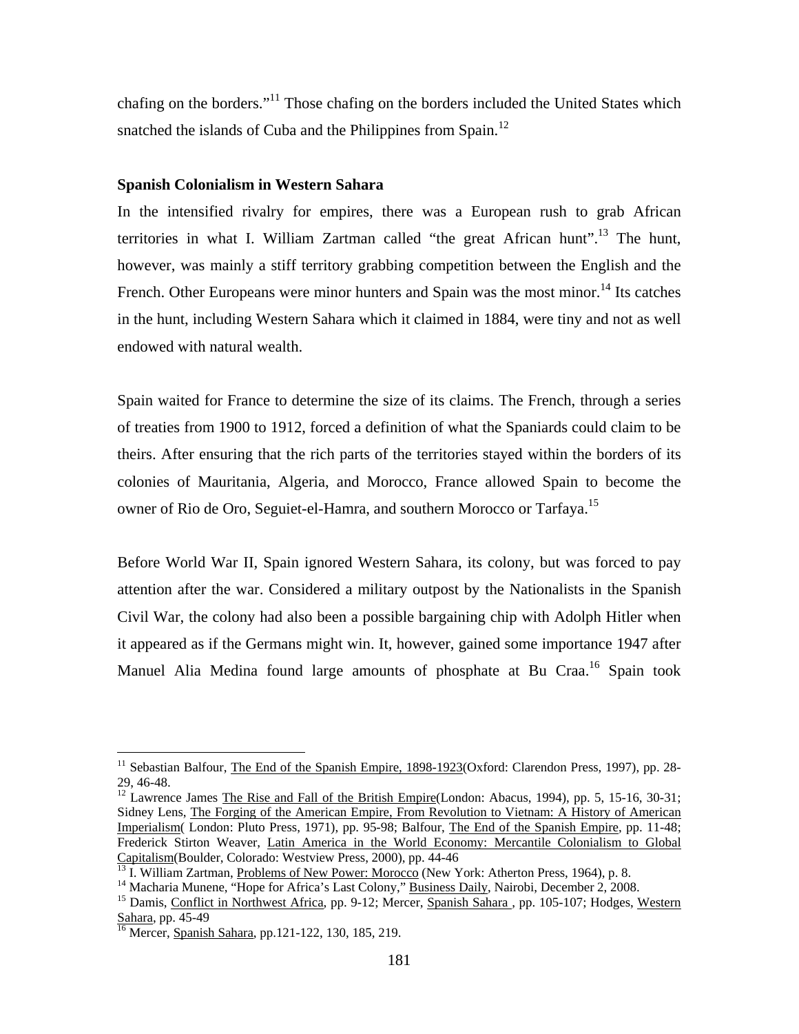chafing on the borders."[11] Those chafing on the borders included the United States which snatched the islands of Cuba and the Philippines from Spain.[12]

**Spanish Colonialism in Western Sahara**

In the intensified rivalry for empires, there was a European rush to grab African territories in what I. William Zartman called "the great African hunt".[13] The hunt, however, was mainly a stiff territory grabbing competition between the English and the French. Other Europeans were minor hunters and Spain was the most minor.[14] Its catches in the hunt, including Western Sahara which it claimed in 1884, were tiny and not as well endowed with natural wealth.

Spain waited for France to determine the size of its claims. The French, through a series of treaties from 1900 to 1912, forced a definition of what the Spaniards could claim to be theirs. After ensuring that the rich parts of the territories stayed within the borders of its colonies of Mauritania, Algeria, and Morocco, France allowed Spain to become the owner of Rio de Oro, Seguiet-el-Hamra, and southern Morocco or Tarfaya.[15]

Before World War II, Spain ignored Western Sahara, its colony, but was forced to pay attention after the war. Considered a military outpost by the Nationalists in the Spanish Civil War, the colony had also been a possible bargaining chip with Adolph Hitler when it appeared as if the Germans might win. It, however, gained some importance 1947 after Manuel Alia Medina found large amounts of phosphate at Bu Craa.[16] Spain took

---

[11] Sebastian Balfour, The End of the Spanish Empire, 1898-1923(Oxford: Clarendon Press, 1997), pp. 28-29, 46-48.

[12] Lawrence James The Rise and Fall of the British Empire(London: Abacus, 1994), pp. 5, 15-16, 30-31; Sidney Lens, The Forging of the American Empire, From Revolution to Vietnam: A History of American Imperialism( London: Pluto Press, 1971), pp. 95-98; Balfour, The End of the Spanish Empire, pp. 11-48; Frederick Stirton Weaver, Latin America in the World Economy: Mercantile Colonialism to Global Capitalism(Boulder, Colorado: Westview Press, 2000), pp. 44-46

[13] I. William Zartman, Problems of New Power: Morocco (New York: Atherton Press, 1964), p. 8.

[14] Macharia Munene, "Hope for Africa's Last Colony," Business Daily, Nairobi, December 2, 2008.

[15] Damis, Conflict in Northwest Africa, pp. 9-12; Mercer, Spanish Sahara , pp. 105-107; Hodges, Western Sahara, pp. 45-49

[16] Mercer, Spanish Sahara, pp.121-122, 130, 185, 219.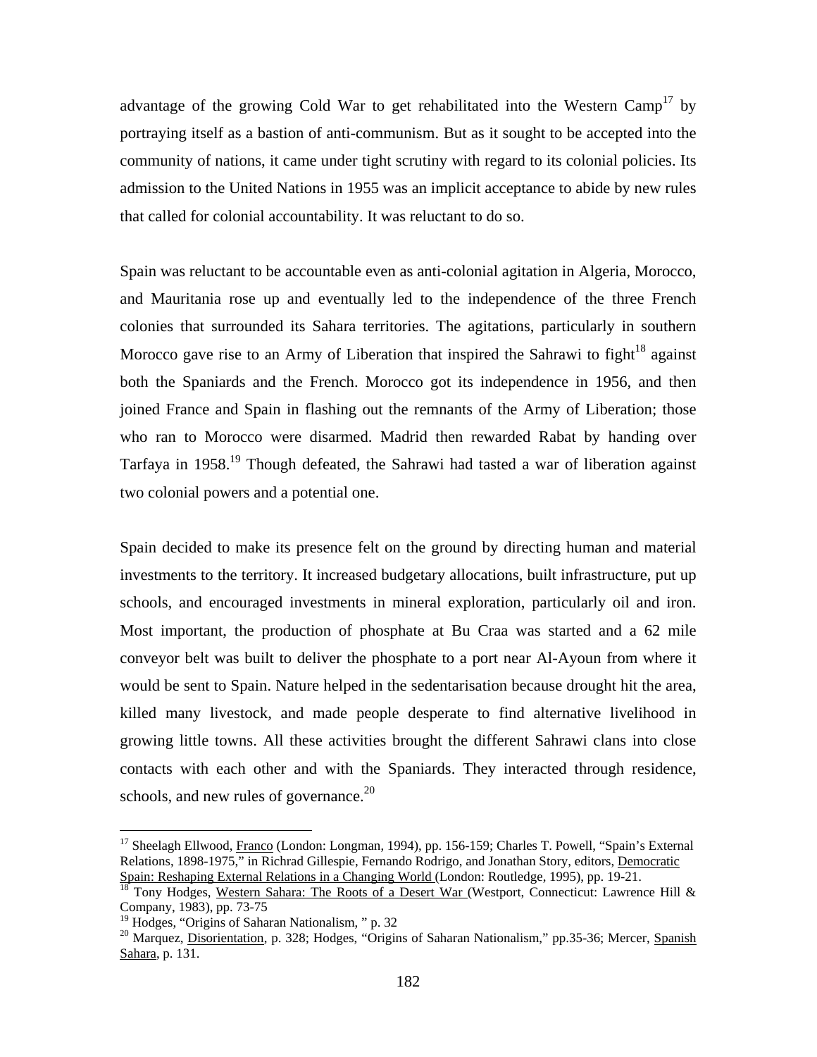advantage of the growing Cold War to get rehabilitated into the Western Camp[17] by portraying itself as a bastion of anti-communism. But as it sought to be accepted into the community of nations, it came under tight scrutiny with regard to its colonial policies. Its admission to the United Nations in 1955 was an implicit acceptance to abide by new rules that called for colonial accountability. It was reluctant to do so.

Spain was reluctant to be accountable even as anti-colonial agitation in Algeria, Morocco, and Mauritania rose up and eventually led to the independence of the three French colonies that surrounded its Sahara territories. The agitations, particularly in southern Morocco gave rise to an Army of Liberation that inspired the Sahrawi to fight[18] against both the Spaniards and the French. Morocco got its independence in 1956, and then joined France and Spain in flashing out the remnants of the Army of Liberation; those who ran to Morocco were disarmed. Madrid then rewarded Rabat by handing over Tarfaya in 1958.[19] Though defeated, the Sahrawi had tasted a war of liberation against two colonial powers and a potential one.

Spain decided to make its presence felt on the ground by directing human and material investments to the territory. It increased budgetary allocations, built infrastructure, put up schools, and encouraged investments in mineral exploration, particularly oil and iron. Most important, the production of phosphate at Bu Craa was started and a 62 mile conveyor belt was built to deliver the phosphate to a port near Al-Ayoun from where it would be sent to Spain. Nature helped in the sedentarisation because drought hit the area, killed many livestock, and made people desperate to find alternative livelihood in growing little towns. All these activities brought the different Sahrawi clans into close contacts with each other and with the Spaniards. They interacted through residence, schools, and new rules of governance.[20]

---

[17] Sheelagh Ellwood, Franco (London: Longman, 1994), pp. 156-159; Charles T. Powell, "Spain's External Relations, 1898-1975," in Richrad Gillespie, Fernando Rodrigo, and Jonathan Story, editors, Democratic Spain: Reshaping External Relations in a Changing World (London: Routledge, 1995), pp. 19-21.

[18] Tony Hodges, Western Sahara: The Roots of a Desert War (Westport, Connecticut: Lawrence Hill & Company, 1983), pp. 73-75

[19] Hodges, "Origins of Saharan Nationalism, " p. 32

[20] Marquez, Disorientation, p. 328; Hodges, "Origins of Saharan Nationalism," pp.35-36; Mercer, Spanish Sahara, p. 131.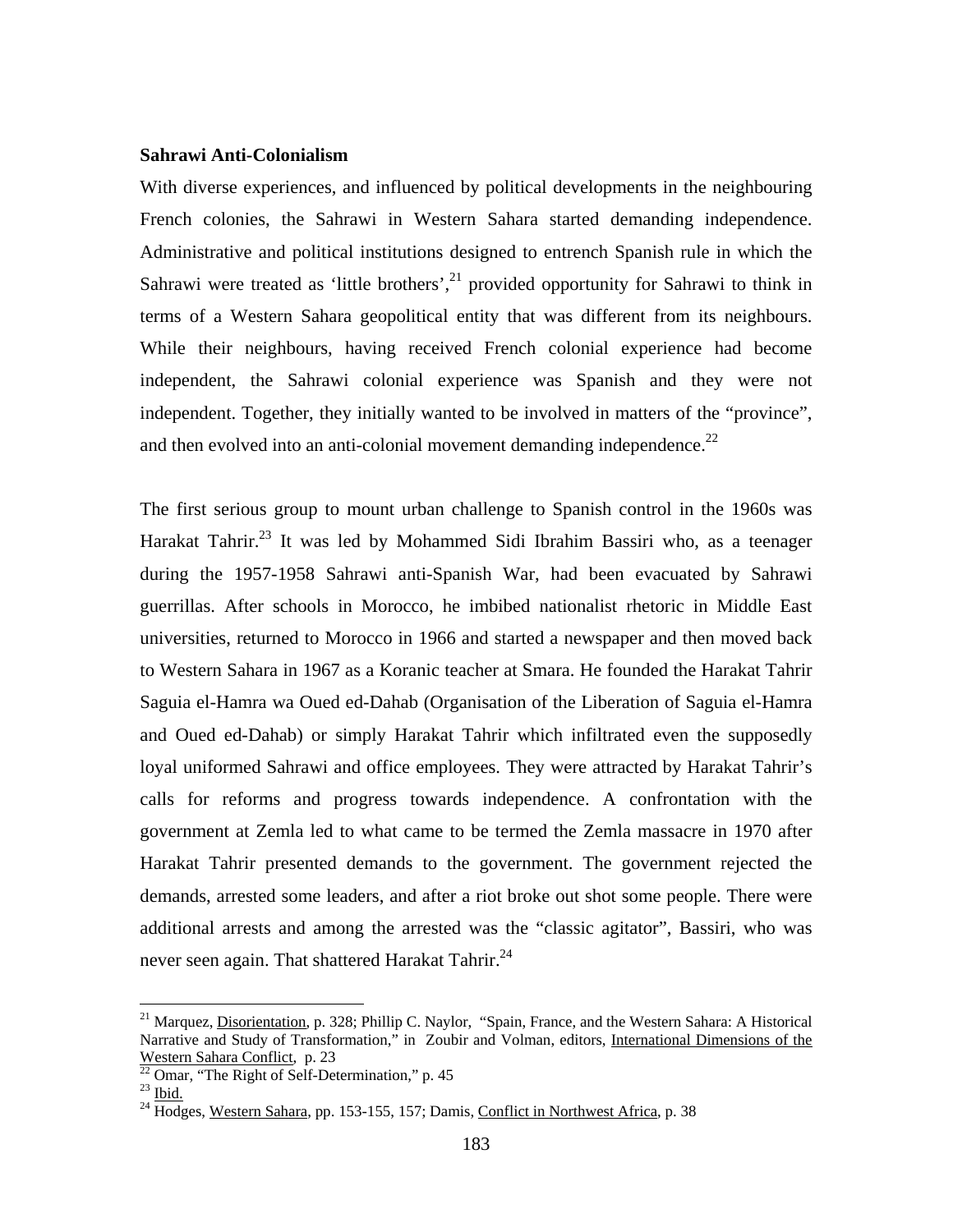### Sahrawi Anti-Colonialism

With diverse experiences, and influenced by political developments in the neighbouring French colonies, the Sahrawi in Western Sahara started demanding independence. Administrative and political institutions designed to entrench Spanish rule in which the Sahrawi were treated as 'little brothers',[21] provided opportunity for Sahrawi to think in terms of a Western Sahara geopolitical entity that was different from its neighbours. While their neighbours, having received French colonial experience had become independent, the Sahrawi colonial experience was Spanish and they were not independent. Together, they initially wanted to be involved in matters of the "province", and then evolved into an anti-colonial movement demanding independence.[22]

The first serious group to mount urban challenge to Spanish control in the 1960s was Harakat Tahrir.[23] It was led by Mohammed Sidi Ibrahim Bassiri who, as a teenager during the 1957-1958 Sahrawi anti-Spanish War, had been evacuated by Sahrawi guerrillas. After schools in Morocco, he imbibed nationalist rhetoric in Middle East universities, returned to Morocco in 1966 and started a newspaper and then moved back to Western Sahara in 1967 as a Koranic teacher at Smara. He founded the Harakat Tahrir Saguia el-Hamra wa Oued ed-Dahab (Organisation of the Liberation of Saguia el-Hamra and Oued ed-Dahab) or simply Harakat Tahrir which infiltrated even the supposedly loyal uniformed Sahrawi and office employees. They were attracted by Harakat Tahrir's calls for reforms and progress towards independence. A confrontation with the government at Zemla led to what came to be termed the Zemla massacre in 1970 after Harakat Tahrir presented demands to the government. The government rejected the demands, arrested some leaders, and after a riot broke out shot some people. There were additional arrests and among the arrested was the "classic agitator", Bassiri, who was never seen again. That shattered Harakat Tahrir.[24]

---

[21] Marquez, Disorientation, p. 328; Phillip C. Naylor, "Spain, France, and the Western Sahara: A Historical Narrative and Study of Transformation," in Zoubir and Volman, editors, International Dimensions of the Western Sahara Conflict, p. 23

[22] Omar, "The Right of Self-Determination," p. 45

[23] Ibid.

[24] Hodges, Western Sahara, pp. 153-155, 157; Damis, Conflict in Northwest Africa, p. 38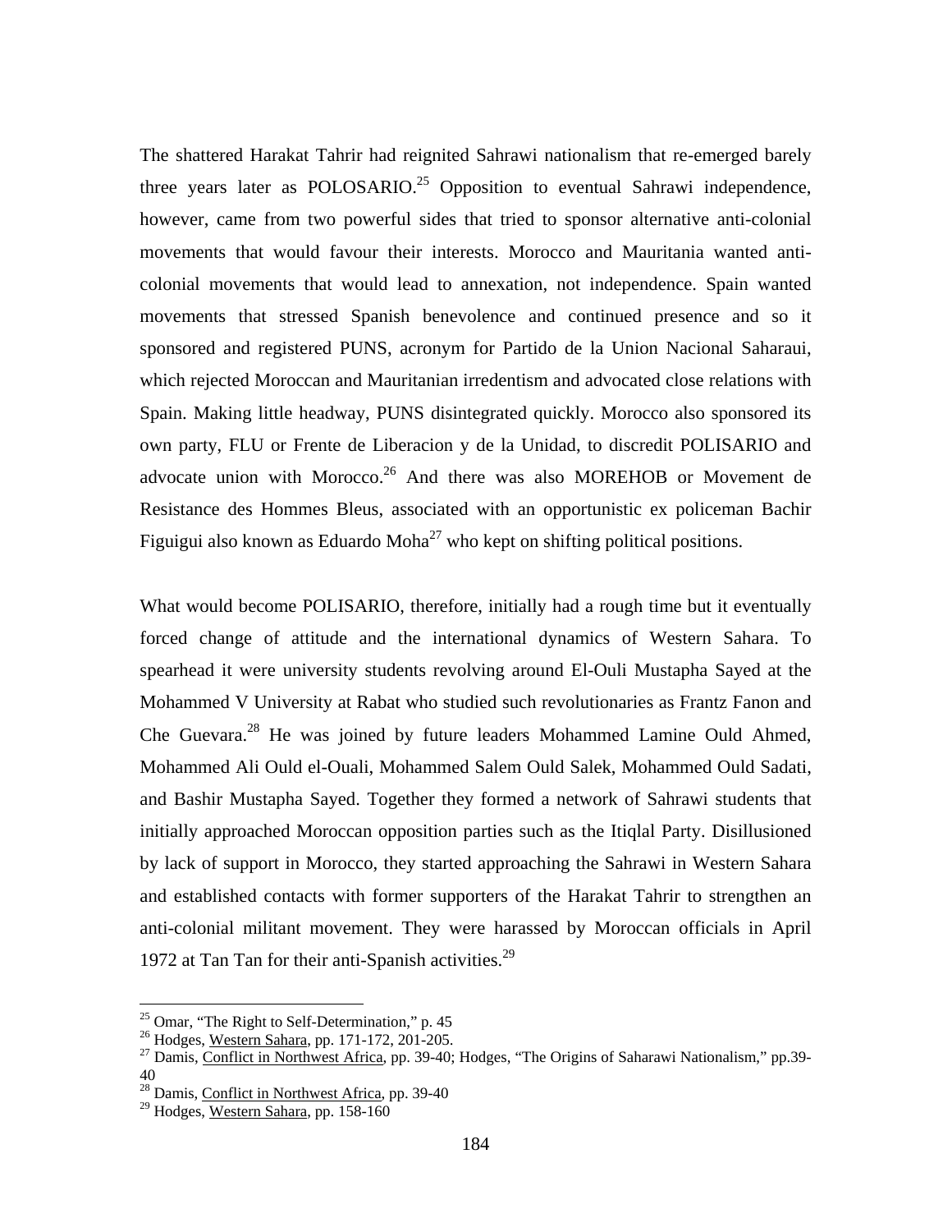The shattered Harakat Tahrir had reignited Sahrawi nationalism that re-emerged barely three years later as POLOSARIO.[25] Opposition to eventual Sahrawi independence, however, came from two powerful sides that tried to sponsor alternative anti-colonial movements that would favour their interests. Morocco and Mauritania wanted anti-colonial movements that would lead to annexation, not independence. Spain wanted movements that stressed Spanish benevolence and continued presence and so it sponsored and registered PUNS, acronym for Partido de la Union Nacional Saharaui, which rejected Moroccan and Mauritanian irredentism and advocated close relations with Spain. Making little headway, PUNS disintegrated quickly. Morocco also sponsored its own party, FLU or Frente de Liberacion y de la Unidad, to discredit POLISARIO and advocate union with Morocco.[26] And there was also MOREHOB or Movement de Resistance des Hommes Bleus, associated with an opportunistic ex policeman Bachir Figuigui also known as Eduardo Moha[27] who kept on shifting political positions.

What would become POLISARIO, therefore, initially had a rough time but it eventually forced change of attitude and the international dynamics of Western Sahara. To spearhead it were university students revolving around El-Ouli Mustapha Sayed at the Mohammed V University at Rabat who studied such revolutionaries as Frantz Fanon and Che Guevara.[28] He was joined by future leaders Mohammed Lamine Ould Ahmed, Mohammed Ali Ould el-Ouali, Mohammed Salem Ould Salek, Mohammed Ould Sadati, and Bashir Mustapha Sayed. Together they formed a network of Sahrawi students that initially approached Moroccan opposition parties such as the Itiqlal Party. Disillusioned by lack of support in Morocco, they started approaching the Sahrawi in Western Sahara and established contacts with former supporters of the Harakat Tahrir to strengthen an anti-colonial militant movement. They were harassed by Moroccan officials in April 1972 at Tan Tan for their anti-Spanish activities.[29]

---

[25] Omar, "The Right to Self-Determination," p. 45

[26] Hodges, Western Sahara, pp. 171-172, 201-205.

[27] Damis, Conflict in Northwest Africa, pp. 39-40; Hodges, "The Origins of Saharawi Nationalism," pp.39-40

[28] Damis, Conflict in Northwest Africa, pp. 39-40

[29] Hodges, Western Sahara, pp. 158-160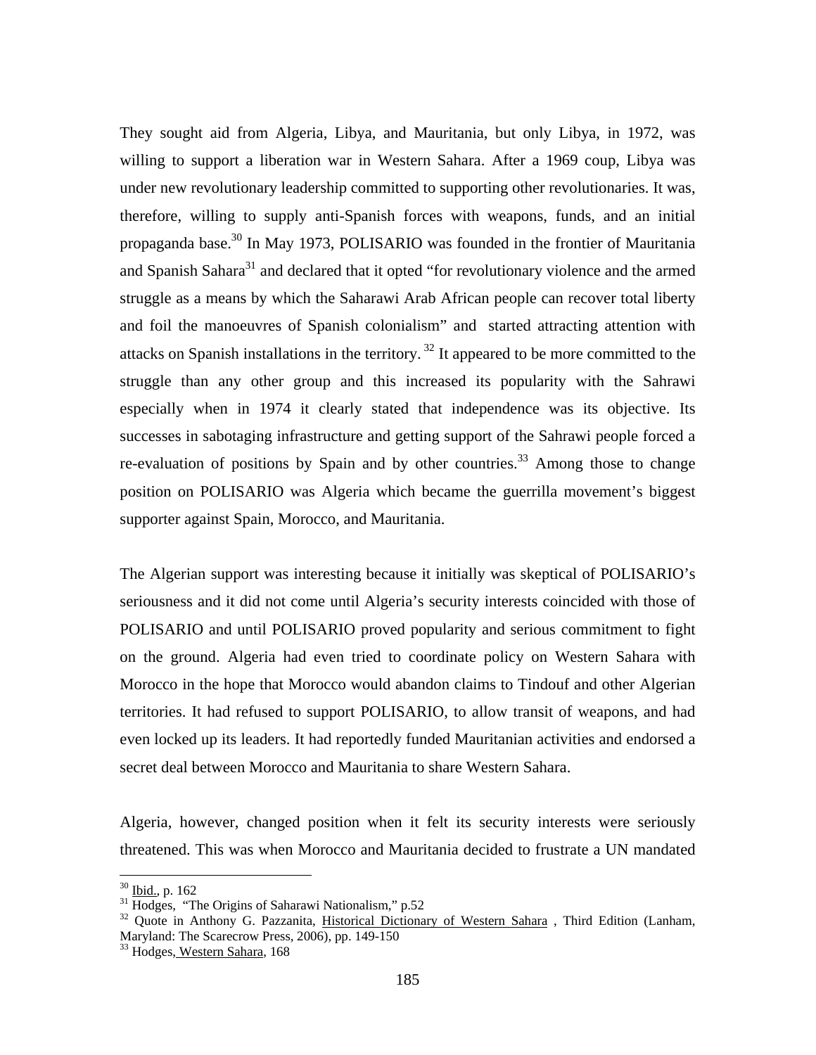They sought aid from Algeria, Libya, and Mauritania, but only Libya, in 1972, was willing to support a liberation war in Western Sahara. After a 1969 coup, Libya was under new revolutionary leadership committed to supporting other revolutionaries. It was, therefore, willing to supply anti-Spanish forces with weapons, funds, and an initial propaganda base.[30] In May 1973, POLISARIO was founded in the frontier of Mauritania and Spanish Sahara[31] and declared that it opted "for revolutionary violence and the armed struggle as a means by which the Saharawi Arab African people can recover total liberty and foil the manoeuvres of Spanish colonialism" and started attracting attention with attacks on Spanish installations in the territory.[32] It appeared to be more committed to the struggle than any other group and this increased its popularity with the Sahrawi especially when in 1974 it clearly stated that independence was its objective. Its successes in sabotaging infrastructure and getting support of the Sahrawi people forced a re-evaluation of positions by Spain and by other countries.[33] Among those to change position on POLISARIO was Algeria which became the guerrilla movement's biggest supporter against Spain, Morocco, and Mauritania.

The Algerian support was interesting because it initially was skeptical of POLISARIO's seriousness and it did not come until Algeria's security interests coincided with those of POLISARIO and until POLISARIO proved popularity and serious commitment to fight on the ground. Algeria had even tried to coordinate policy on Western Sahara with Morocco in the hope that Morocco would abandon claims to Tindouf and other Algerian territories. It had refused to support POLISARIO, to allow transit of weapons, and had even locked up its leaders. It had reportedly funded Mauritanian activities and endorsed a secret deal between Morocco and Mauritania to share Western Sahara.

Algeria, however, changed position when it felt its security interests were seriously threatened. This was when Morocco and Mauritania decided to frustrate a UN mandated

---

[30] Ibid., p. 162

[31] Hodges, "The Origins of Saharawi Nationalism," p.52

[32] Quote in Anthony G. Pazzanita, Historical Dictionary of Western Sahara , Third Edition (Lanham, Maryland: The Scarecrow Press, 2006), pp. 149-150

[33] Hodges, Western Sahara, 168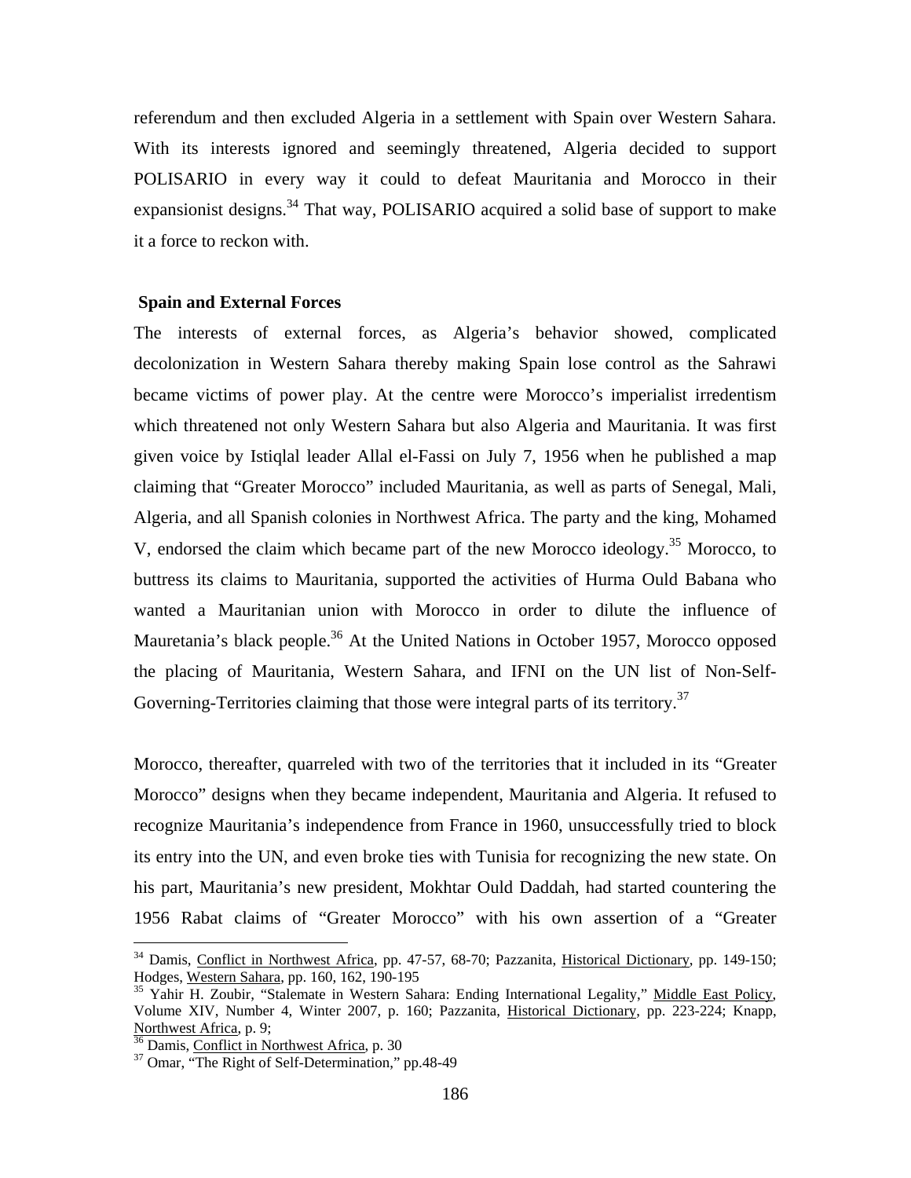referendum and then excluded Algeria in a settlement with Spain over Western Sahara. With its interests ignored and seemingly threatened, Algeria decided to support POLISARIO in every way it could to defeat Mauritania and Morocco in their expansionist designs.[34] That way, POLISARIO acquired a solid base of support to make it a force to reckon with.

**Spain and External Forces**

The interests of external forces, as Algeria's behavior showed, complicated decolonization in Western Sahara thereby making Spain lose control as the Sahrawi became victims of power play. At the centre were Morocco's imperialist irredentism which threatened not only Western Sahara but also Algeria and Mauritania. It was first given voice by Istiqlal leader Allal el-Fassi on July 7, 1956 when he published a map claiming that "Greater Morocco" included Mauritania, as well as parts of Senegal, Mali, Algeria, and all Spanish colonies in Northwest Africa. The party and the king, Mohamed V, endorsed the claim which became part of the new Morocco ideology.[35] Morocco, to buttress its claims to Mauritania, supported the activities of Hurma Ould Babana who wanted a Mauritanian union with Morocco in order to dilute the influence of Mauretania's black people.[36] At the United Nations in October 1957, Morocco opposed the placing of Mauritania, Western Sahara, and IFNI on the UN list of Non-Self-Governing-Territories claiming that those were integral parts of its territory.[37]

Morocco, thereafter, quarreled with two of the territories that it included in its "Greater Morocco" designs when they became independent, Mauritania and Algeria. It refused to recognize Mauritania's independence from France in 1960, unsuccessfully tried to block its entry into the UN, and even broke ties with Tunisia for recognizing the new state. On his part, Mauritania's new president, Mokhtar Ould Daddah, had started countering the 1956 Rabat claims of "Greater Morocco" with his own assertion of a "Greater

---

[34] Damis, Conflict in Northwest Africa, pp. 47-57, 68-70; Pazzanita, Historical Dictionary, pp. 149-150; Hodges, Western Sahara, pp. 160, 162, 190-195

[35] Yahir H. Zoubir, "Stalemate in Western Sahara: Ending International Legality," Middle East Policy, Volume XIV, Number 4, Winter 2007, p. 160; Pazzanita, Historical Dictionary, pp. 223-224; Knapp, Northwest Africa, p. 9;

[36] Damis, Conflict in Northwest Africa, p. 30

[37] Omar, "The Right of Self-Determination," pp.48-49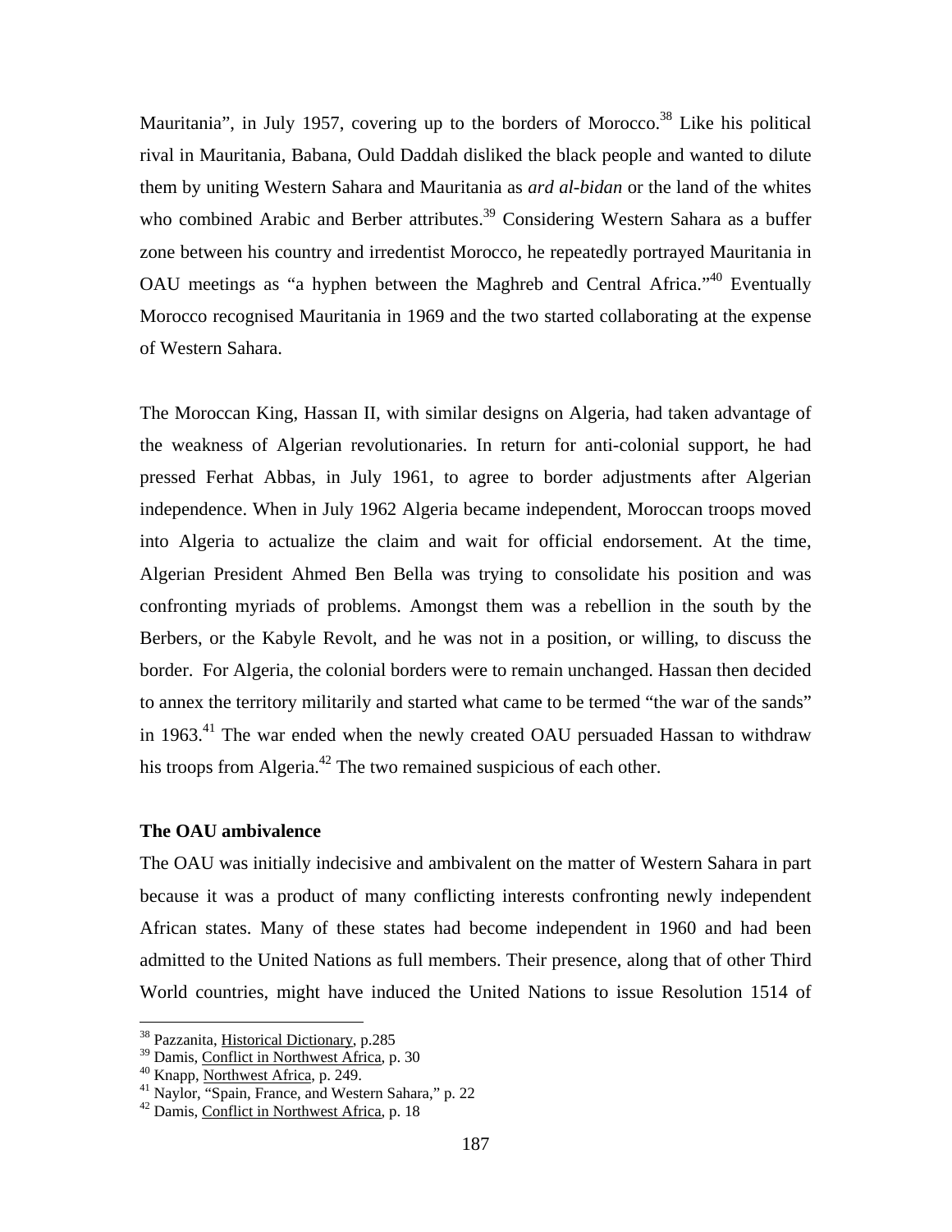Mauritania", in July 1957, covering up to the borders of Morocco.[38] Like his political rival in Mauritania, Babana, Ould Daddah disliked the black people and wanted to dilute them by uniting Western Sahara and Mauritania as *ard al-bidan* or the land of the whites who combined Arabic and Berber attributes.[39] Considering Western Sahara as a buffer zone between his country and irredentist Morocco, he repeatedly portrayed Mauritania in OAU meetings as "a hyphen between the Maghreb and Central Africa."[40] Eventually Morocco recognised Mauritania in 1969 and the two started collaborating at the expense of Western Sahara.

The Moroccan King, Hassan II, with similar designs on Algeria, had taken advantage of the weakness of Algerian revolutionaries. In return for anti-colonial support, he had pressed Ferhat Abbas, in July 1961, to agree to border adjustments after Algerian independence. When in July 1962 Algeria became independent, Moroccan troops moved into Algeria to actualize the claim and wait for official endorsement. At the time, Algerian President Ahmed Ben Bella was trying to consolidate his position and was confronting myriads of problems. Amongst them was a rebellion in the south by the Berbers, or the Kabyle Revolt, and he was not in a position, or willing, to discuss the border. For Algeria, the colonial borders were to remain unchanged. Hassan then decided to annex the territory militarily and started what came to be termed "the war of the sands" in 1963.[41] The war ended when the newly created OAU persuaded Hassan to withdraw his troops from Algeria.[42] The two remained suspicious of each other.

### The OAU ambivalence

The OAU was initially indecisive and ambivalent on the matter of Western Sahara in part because it was a product of many conflicting interests confronting newly independent African states. Many of these states had become independent in 1960 and had been admitted to the United Nations as full members. Their presence, along that of other Third World countries, might have induced the United Nations to issue Resolution 1514 of

---

[38] Pazzanita, Historical Dictionary, p.285

[39] Damis, Conflict in Northwest Africa, p. 30

[40] Knapp, Northwest Africa, p. 249.

[41] Naylor, "Spain, France, and Western Sahara," p. 22

[42] Damis, Conflict in Northwest Africa, p. 18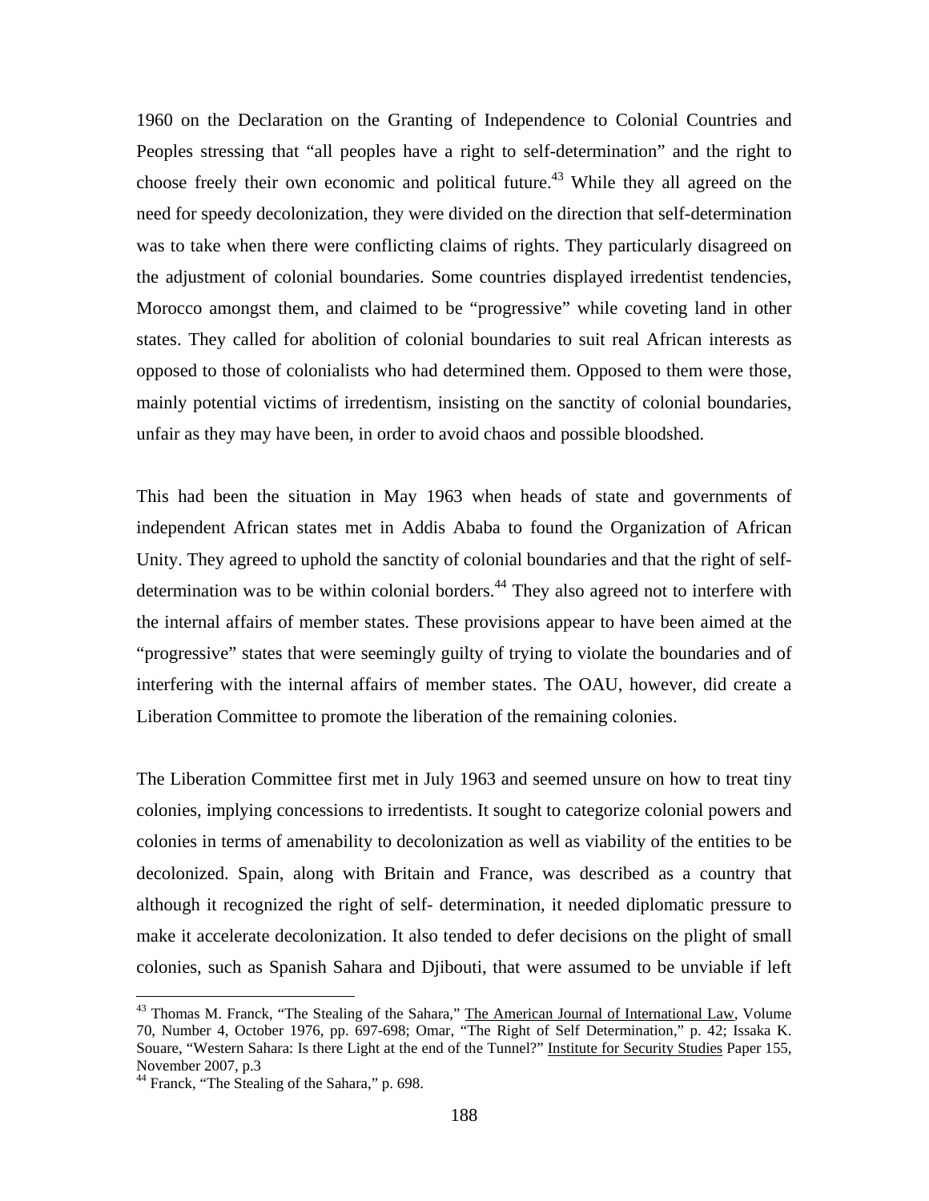1960 on the Declaration on the Granting of Independence to Colonial Countries and Peoples stressing that "all peoples have a right to self-determination" and the right to choose freely their own economic and political future.[43] While they all agreed on the need for speedy decolonization, they were divided on the direction that self-determination was to take when there were conflicting claims of rights. They particularly disagreed on the adjustment of colonial boundaries. Some countries displayed irredentist tendencies, Morocco amongst them, and claimed to be "progressive" while coveting land in other states. They called for abolition of colonial boundaries to suit real African interests as opposed to those of colonialists who had determined them. Opposed to them were those, mainly potential victims of irredentism, insisting on the sanctity of colonial boundaries, unfair as they may have been, in order to avoid chaos and possible bloodshed.

This had been the situation in May 1963 when heads of state and governments of independent African states met in Addis Ababa to found the Organization of African Unity. They agreed to uphold the sanctity of colonial boundaries and that the right of self-determination was to be within colonial borders.[44] They also agreed not to interfere with the internal affairs of member states. These provisions appear to have been aimed at the "progressive" states that were seemingly guilty of trying to violate the boundaries and of interfering with the internal affairs of member states. The OAU, however, did create a Liberation Committee to promote the liberation of the remaining colonies.

The Liberation Committee first met in July 1963 and seemed unsure on how to treat tiny colonies, implying concessions to irredentists. It sought to categorize colonial powers and colonies in terms of amenability to decolonization as well as viability of the entities to be decolonized. Spain, along with Britain and France, was described as a country that although it recognized the right of self- determination, it needed diplomatic pressure to make it accelerate decolonization. It also tended to defer decisions on the plight of small colonies, such as Spanish Sahara and Djibouti, that were assumed to be unviable if left

---

[43] Thomas M. Franck, "The Stealing of the Sahara," The American Journal of International Law, Volume 70, Number 4, October 1976, pp. 697-698; Omar, "The Right of Self Determination," p. 42; Issaka K. Souare, "Western Sahara: Is there Light at the end of the Tunnel?" Institute for Security Studies Paper 155, November 2007, p.3

[44] Franck, "The Stealing of the Sahara," p. 698.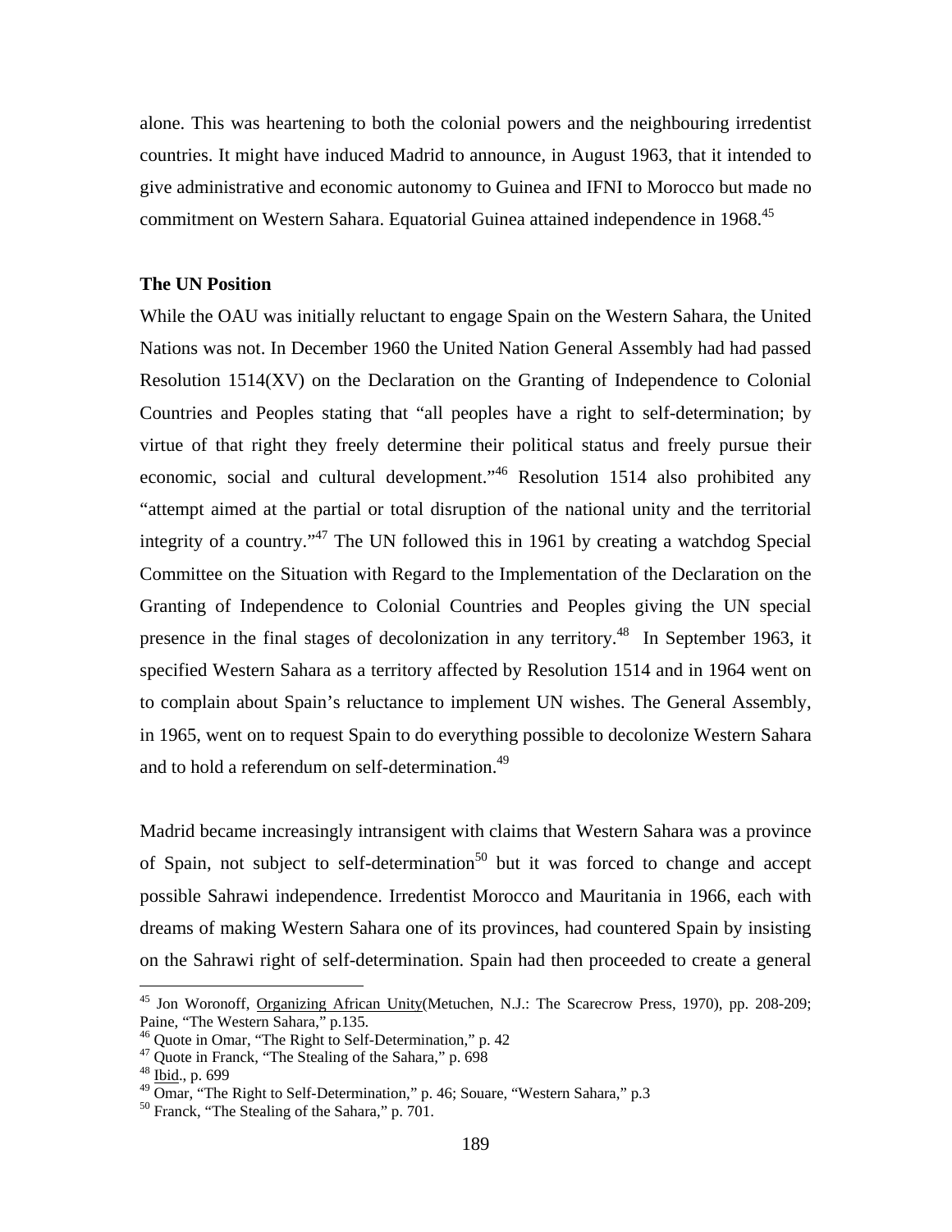alone. This was heartening to both the colonial powers and the neighbouring irredentist countries. It might have induced Madrid to announce, in August 1963, that it intended to give administrative and economic autonomy to Guinea and IFNI to Morocco but made no commitment on Western Sahara. Equatorial Guinea attained independence in 1968.[45]

### The UN Position

While the OAU was initially reluctant to engage Spain on the Western Sahara, the United Nations was not. In December 1960 the United Nation General Assembly had had passed Resolution 1514(XV) on the Declaration on the Granting of Independence to Colonial Countries and Peoples stating that "all peoples have a right to self-determination; by virtue of that right they freely determine their political status and freely pursue their economic, social and cultural development."[46] Resolution 1514 also prohibited any "attempt aimed at the partial or total disruption of the national unity and the territorial integrity of a country."[47] The UN followed this in 1961 by creating a watchdog Special Committee on the Situation with Regard to the Implementation of the Declaration on the Granting of Independence to Colonial Countries and Peoples giving the UN special presence in the final stages of decolonization in any territory.[48] In September 1963, it specified Western Sahara as a territory affected by Resolution 1514 and in 1964 went on to complain about Spain's reluctance to implement UN wishes. The General Assembly, in 1965, went on to request Spain to do everything possible to decolonize Western Sahara and to hold a referendum on self-determination.[49]

Madrid became increasingly intransigent with claims that Western Sahara was a province of Spain, not subject to self-determination[50] but it was forced to change and accept possible Sahrawi independence. Irredentist Morocco and Mauritania in 1966, each with dreams of making Western Sahara one of its provinces, had countered Spain by insisting on the Sahrawi right of self-determination. Spain had then proceeded to create a general

---

[45] Jon Woronoff, Organizing African Unity(Metuchen, N.J.: The Scarecrow Press, 1970), pp. 208-209; Paine, "The Western Sahara," p.135.

[46] Quote in Omar, "The Right to Self-Determination," p. 42

[47] Quote in Franck, "The Stealing of the Sahara," p. 698

[48] Ibid., p. 699

[49] Omar, "The Right to Self-Determination," p. 46; Souare, "Western Sahara," p.3

[50] Franck, "The Stealing of the Sahara," p. 701.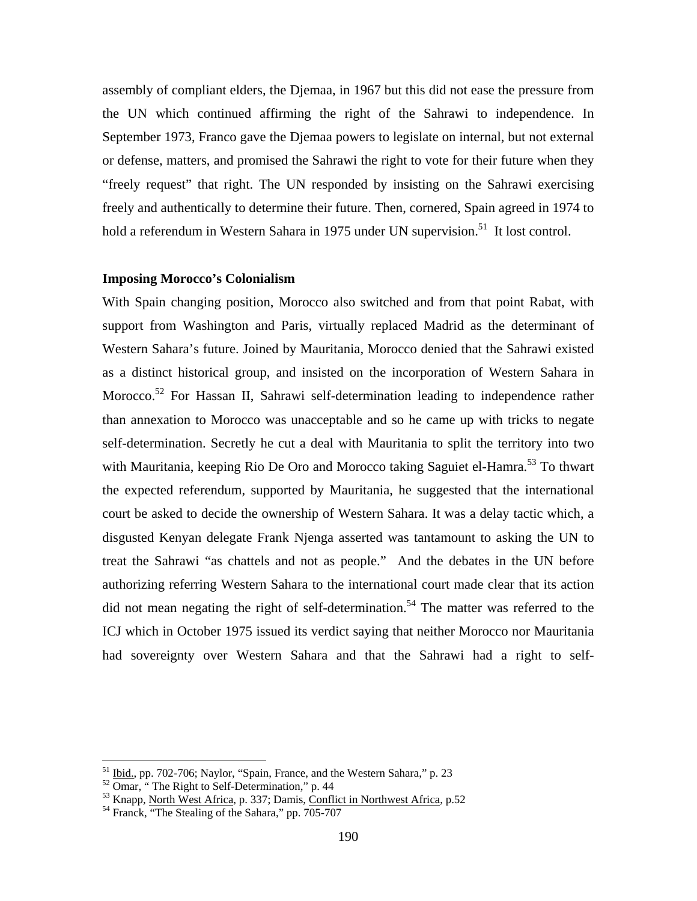assembly of compliant elders, the Djemaa, in 1967 but this did not ease the pressure from the UN which continued affirming the right of the Sahrawi to independence. In September 1973, Franco gave the Djemaa powers to legislate on internal, but not external or defense, matters, and promised the Sahrawi the right to vote for their future when they "freely request" that right. The UN responded by insisting on the Sahrawi exercising freely and authentically to determine their future. Then, cornered, Spain agreed in 1974 to hold a referendum in Western Sahara in 1975 under UN supervision.[51] It lost control.

**Imposing Morocco's Colonialism**

With Spain changing position, Morocco also switched and from that point Rabat, with support from Washington and Paris, virtually replaced Madrid as the determinant of Western Sahara's future. Joined by Mauritania, Morocco denied that the Sahrawi existed as a distinct historical group, and insisted on the incorporation of Western Sahara in Morocco.[52] For Hassan II, Sahrawi self-determination leading to independence rather than annexation to Morocco was unacceptable and so he came up with tricks to negate self-determination. Secretly he cut a deal with Mauritania to split the territory into two with Mauritania, keeping Rio De Oro and Morocco taking Saguiet el-Hamra.[53] To thwart the expected referendum, supported by Mauritania, he suggested that the international court be asked to decide the ownership of Western Sahara. It was a delay tactic which, a disgusted Kenyan delegate Frank Njenga asserted was tantamount to asking the UN to treat the Sahrawi "as chattels and not as people." And the debates in the UN before authorizing referring Western Sahara to the international court made clear that its action did not mean negating the right of self-determination.[54] The matter was referred to the ICJ which in October 1975 issued its verdict saying that neither Morocco nor Mauritania had sovereignty over Western Sahara and that the Sahrawi had a right to self-

---

[51] Ibid., pp. 702-706; Naylor, "Spain, France, and the Western Sahara," p. 23

[52] Omar, " The Right to Self-Determination," p. 44

[53] Knapp, North West Africa, p. 337; Damis, Conflict in Northwest Africa, p.52

[54] Franck, "The Stealing of the Sahara," pp. 705-707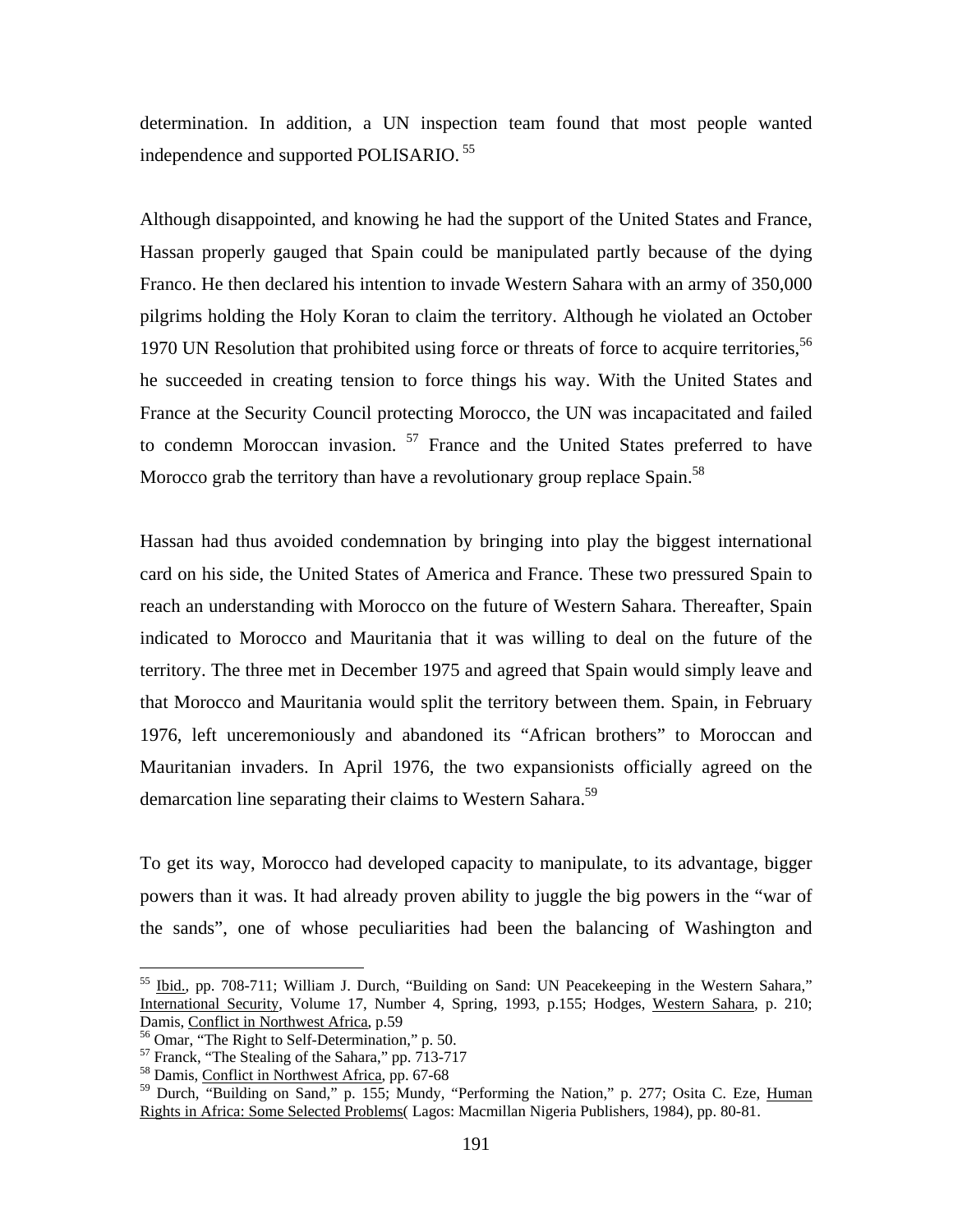determination. In addition, a UN inspection team found that most people wanted independence and supported POLISARIO.[55]

Although disappointed, and knowing he had the support of the United States and France, Hassan properly gauged that Spain could be manipulated partly because of the dying Franco. He then declared his intention to invade Western Sahara with an army of 350,000 pilgrims holding the Holy Koran to claim the territory. Although he violated an October 1970 UN Resolution that prohibited using force or threats of force to acquire territories,[56] he succeeded in creating tension to force things his way. With the United States and France at the Security Council protecting Morocco, the UN was incapacitated and failed to condemn Moroccan invasion.[57] France and the United States preferred to have Morocco grab the territory than have a revolutionary group replace Spain.[58]

Hassan had thus avoided condemnation by bringing into play the biggest international card on his side, the United States of America and France. These two pressured Spain to reach an understanding with Morocco on the future of Western Sahara. Thereafter, Spain indicated to Morocco and Mauritania that it was willing to deal on the future of the territory. The three met in December 1975 and agreed that Spain would simply leave and that Morocco and Mauritania would split the territory between them. Spain, in February 1976, left unceremoniously and abandoned its "African brothers" to Moroccan and Mauritanian invaders. In April 1976, the two expansionists officially agreed on the demarcation line separating their claims to Western Sahara.[59]

To get its way, Morocco had developed capacity to manipulate, to its advantage, bigger powers than it was. It had already proven ability to juggle the big powers in the "war of the sands", one of whose peculiarities had been the balancing of Washington and

---

[55] Ibid., pp. 708-711; William J. Durch, "Building on Sand: UN Peacekeeping in the Western Sahara," International Security, Volume 17, Number 4, Spring, 1993, p.155; Hodges, Western Sahara, p. 210; Damis, Conflict in Northwest Africa, p.59

[56] Omar, "The Right to Self-Determination," p. 50.

[57] Franck, "The Stealing of the Sahara," pp. 713-717

[58] Damis, Conflict in Northwest Africa, pp. 67-68

[59] Durch, "Building on Sand," p. 155; Mundy, "Performing the Nation," p. 277; Osita C. Eze, Human Rights in Africa: Some Selected Problems( Lagos: Macmillan Nigeria Publishers, 1984), pp. 80-81.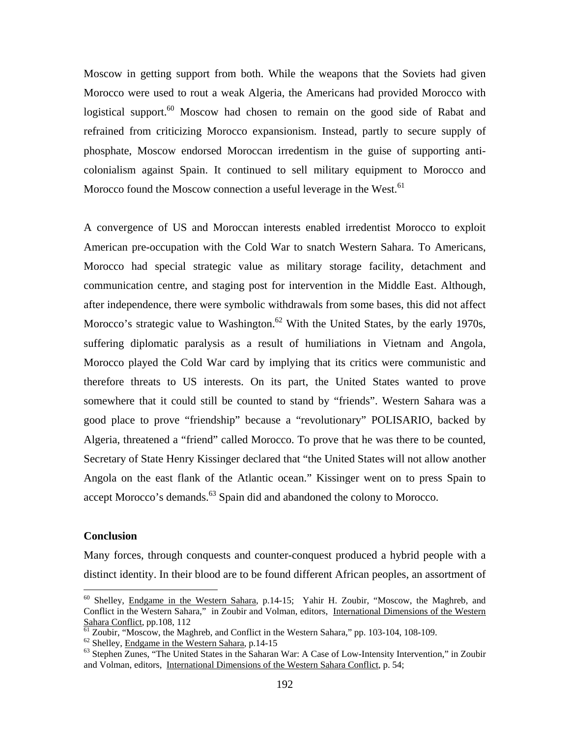Moscow in getting support from both. While the weapons that the Soviets had given Morocco were used to rout a weak Algeria, the Americans had provided Morocco with logistical support.[60] Moscow had chosen to remain on the good side of Rabat and refrained from criticizing Morocco expansionism. Instead, partly to secure supply of phosphate, Moscow endorsed Moroccan irredentism in the guise of supporting anti-colonialism against Spain. It continued to sell military equipment to Morocco and Morocco found the Moscow connection a useful leverage in the West.[61]

A convergence of US and Moroccan interests enabled irredentist Morocco to exploit American pre-occupation with the Cold War to snatch Western Sahara. To Americans, Morocco had special strategic value as military storage facility, detachment and communication centre, and staging post for intervention in the Middle East. Although, after independence, there were symbolic withdrawals from some bases, this did not affect Morocco's strategic value to Washington.[62] With the United States, by the early 1970s, suffering diplomatic paralysis as a result of humiliations in Vietnam and Angola, Morocco played the Cold War card by implying that its critics were communistic and therefore threats to US interests. On its part, the United States wanted to prove somewhere that it could still be counted to stand by "friends". Western Sahara was a good place to prove "friendship" because a "revolutionary" POLISARIO, backed by Algeria, threatened a "friend" called Morocco. To prove that he was there to be counted, Secretary of State Henry Kissinger declared that "the United States will not allow another Angola on the east flank of the Atlantic ocean." Kissinger went on to press Spain to accept Morocco's demands.[63] Spain did and abandoned the colony to Morocco.

**Conclusion**

Many forces, through conquests and counter-conquest produced a hybrid people with a distinct identity. In their blood are to be found different African peoples, an assortment of

---

[60] Shelley, Endgame in the Western Sahara, p.14-15; Yahir H. Zoubir, "Moscow, the Maghreb, and Conflict in the Western Sahara," in Zoubir and Volman, editors, International Dimensions of the Western Sahara Conflict, pp.108, 112

[61] Zoubir, "Moscow, the Maghreb, and Conflict in the Western Sahara," pp. 103-104, 108-109.

[62] Shelley, Endgame in the Western Sahara, p.14-15

[63] Stephen Zunes, "The United States in the Saharan War: A Case of Low-Intensity Intervention," in Zoubir and Volman, editors, International Dimensions of the Western Sahara Conflict, p. 54;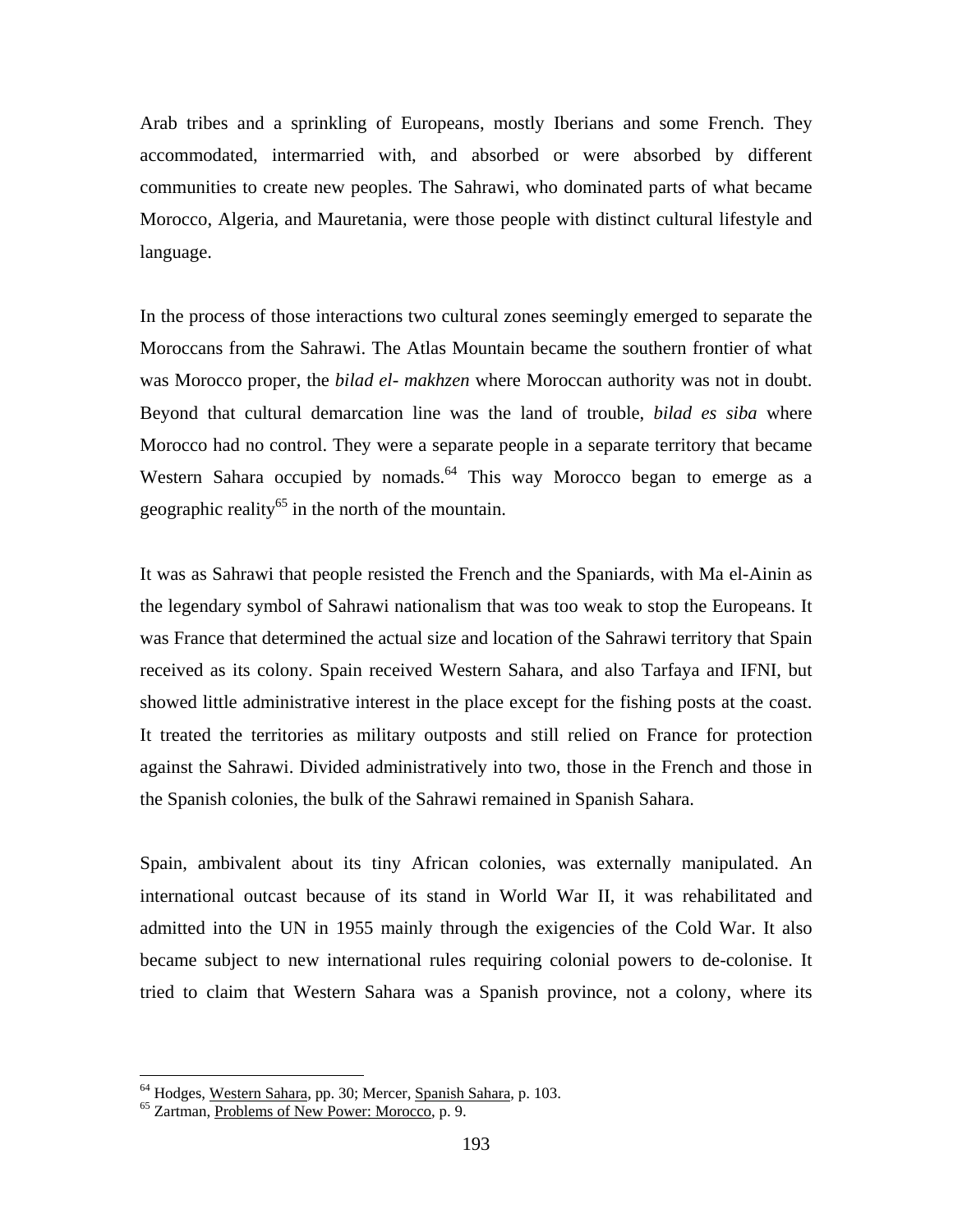Arab tribes and a sprinkling of Europeans, mostly Iberians and some French. They accommodated, intermarried with, and absorbed or were absorbed by different communities to create new peoples. The Sahrawi, who dominated parts of what became Morocco, Algeria, and Mauretania, were those people with distinct cultural lifestyle and language.

In the process of those interactions two cultural zones seemingly emerged to separate the Moroccans from the Sahrawi. The Atlas Mountain became the southern frontier of what was Morocco proper, the *bilad el- makhzen* where Moroccan authority was not in doubt. Beyond that cultural demarcation line was the land of trouble, *bilad es siba* where Morocco had no control. They were a separate people in a separate territory that became Western Sahara occupied by nomads.[64] This way Morocco began to emerge as a geographic reality[65] in the north of the mountain.

It was as Sahrawi that people resisted the French and the Spaniards, with Ma el-Ainin as the legendary symbol of Sahrawi nationalism that was too weak to stop the Europeans. It was France that determined the actual size and location of the Sahrawi territory that Spain received as its colony. Spain received Western Sahara, and also Tarfaya and IFNI, but showed little administrative interest in the place except for the fishing posts at the coast. It treated the territories as military outposts and still relied on France for protection against the Sahrawi. Divided administratively into two, those in the French and those in the Spanish colonies, the bulk of the Sahrawi remained in Spanish Sahara.

Spain, ambivalent about its tiny African colonies, was externally manipulated. An international outcast because of its stand in World War II, it was rehabilitated and admitted into the UN in 1955 mainly through the exigencies of the Cold War. It also became subject to new international rules requiring colonial powers to de-colonise. It tried to claim that Western Sahara was a Spanish province, not a colony, where its

---

[64] Hodges, Western Sahara, pp. 30; Mercer, Spanish Sahara, p. 103.

[65] Zartman, Problems of New Power: Morocco, p. 9.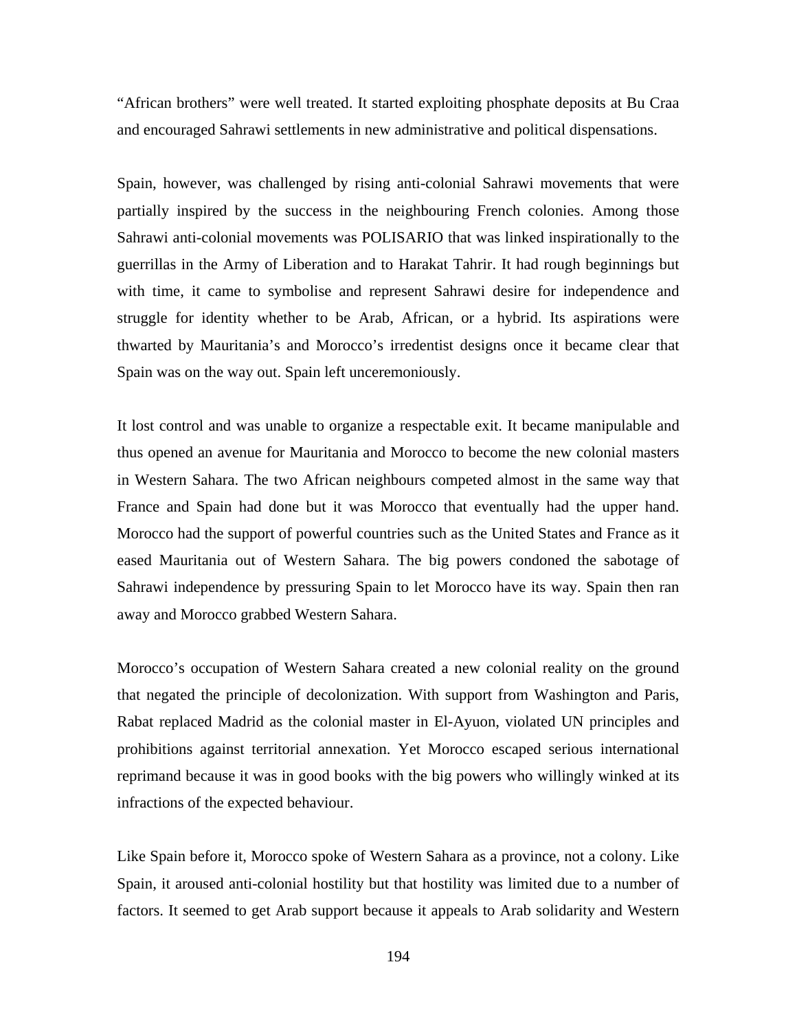"African brothers" were well treated. It started exploiting phosphate deposits at Bu Craa and encouraged Sahrawi settlements in new administrative and political dispensations.

Spain, however, was challenged by rising anti-colonial Sahrawi movements that were partially inspired by the success in the neighbouring French colonies. Among those Sahrawi anti-colonial movements was POLISARIO that was linked inspirationally to the guerrillas in the Army of Liberation and to Harakat Tahrir. It had rough beginnings but with time, it came to symbolise and represent Sahrawi desire for independence and struggle for identity whether to be Arab, African, or a hybrid. Its aspirations were thwarted by Mauritania's and Morocco's irredentist designs once it became clear that Spain was on the way out. Spain left unceremoniously.

It lost control and was unable to organize a respectable exit. It became manipulable and thus opened an avenue for Mauritania and Morocco to become the new colonial masters in Western Sahara. The two African neighbours competed almost in the same way that France and Spain had done but it was Morocco that eventually had the upper hand. Morocco had the support of powerful countries such as the United States and France as it eased Mauritania out of Western Sahara. The big powers condoned the sabotage of Sahrawi independence by pressuring Spain to let Morocco have its way. Spain then ran away and Morocco grabbed Western Sahara.

Morocco's occupation of Western Sahara created a new colonial reality on the ground that negated the principle of decolonization. With support from Washington and Paris, Rabat replaced Madrid as the colonial master in El-Ayuon, violated UN principles and prohibitions against territorial annexation. Yet Morocco escaped serious international reprimand because it was in good books with the big powers who willingly winked at its infractions of the expected behaviour.

Like Spain before it, Morocco spoke of Western Sahara as a province, not a colony. Like Spain, it aroused anti-colonial hostility but that hostility was limited due to a number of factors. It seemed to get Arab support because it appeals to Arab solidarity and Western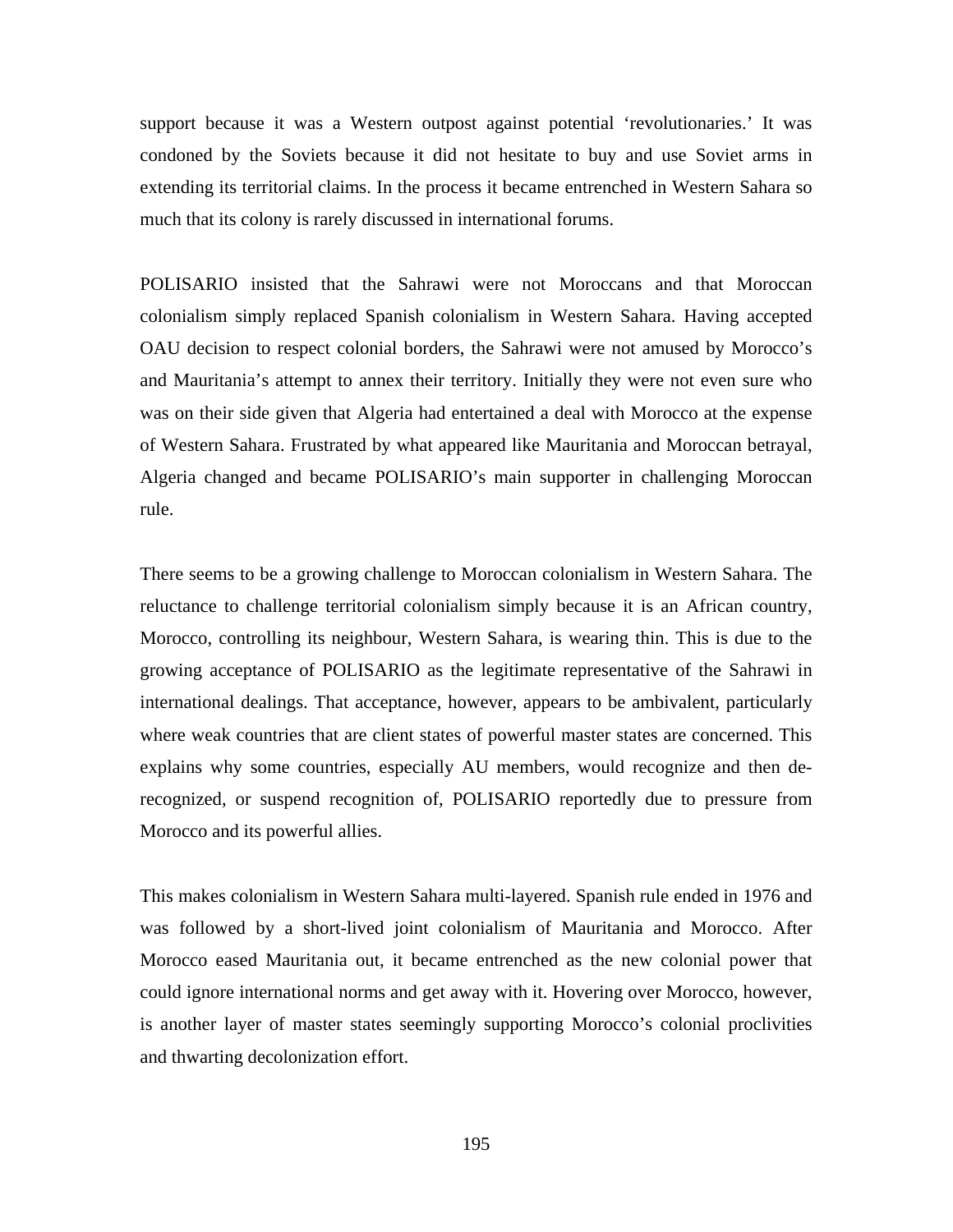support because it was a Western outpost against potential 'revolutionaries.' It was condoned by the Soviets because it did not hesitate to buy and use Soviet arms in extending its territorial claims. In the process it became entrenched in Western Sahara so much that its colony is rarely discussed in international forums.

POLISARIO insisted that the Sahrawi were not Moroccans and that Moroccan colonialism simply replaced Spanish colonialism in Western Sahara. Having accepted OAU decision to respect colonial borders, the Sahrawi were not amused by Morocco's and Mauritania's attempt to annex their territory. Initially they were not even sure who was on their side given that Algeria had entertained a deal with Morocco at the expense of Western Sahara. Frustrated by what appeared like Mauritania and Moroccan betrayal, Algeria changed and became POLISARIO's main supporter in challenging Moroccan rule.

There seems to be a growing challenge to Moroccan colonialism in Western Sahara. The reluctance to challenge territorial colonialism simply because it is an African country, Morocco, controlling its neighbour, Western Sahara, is wearing thin. This is due to the growing acceptance of POLISARIO as the legitimate representative of the Sahrawi in international dealings. That acceptance, however, appears to be ambivalent, particularly where weak countries that are client states of powerful master states are concerned. This explains why some countries, especially AU members, would recognize and then de-recognized, or suspend recognition of, POLISARIO reportedly due to pressure from Morocco and its powerful allies.

This makes colonialism in Western Sahara multi-layered. Spanish rule ended in 1976 and was followed by a short-lived joint colonialism of Mauritania and Morocco. After Morocco eased Mauritania out, it became entrenched as the new colonial power that could ignore international norms and get away with it. Hovering over Morocco, however, is another layer of master states seemingly supporting Morocco's colonial proclivities and thwarting decolonization effort.